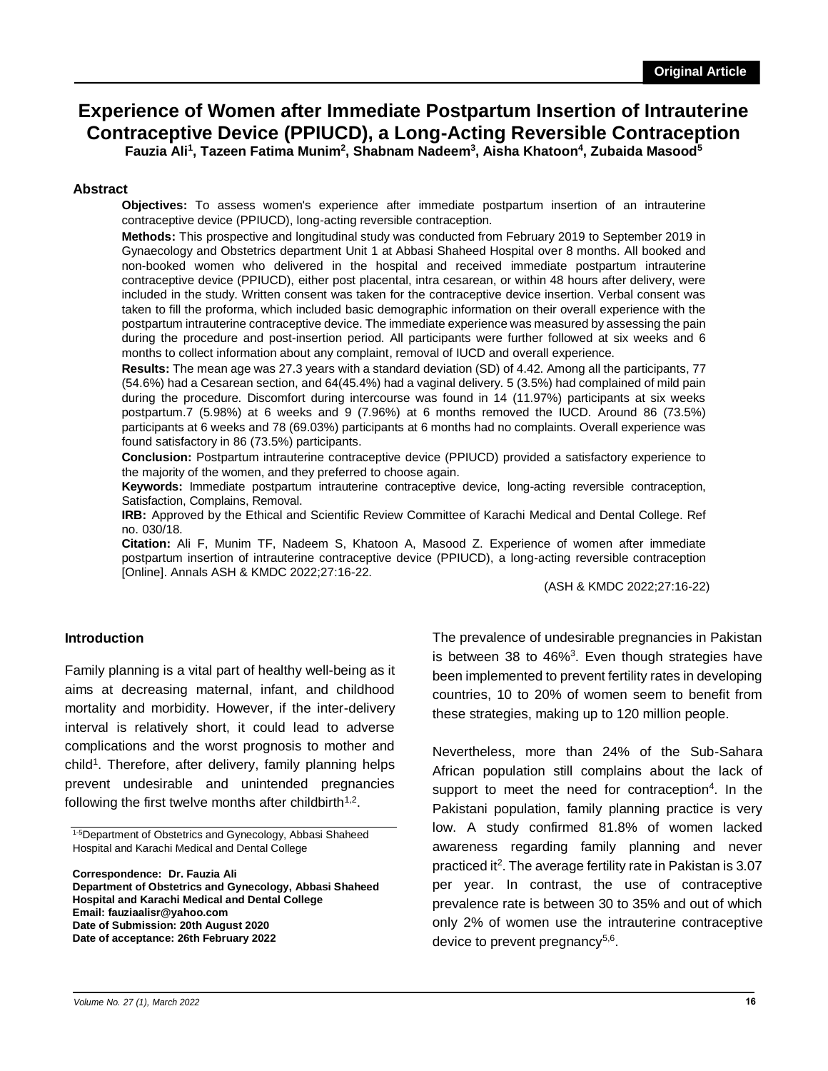Original Article

# Experience of Women after Immediate Postpartum Insertion of Intrauterine Contraceptive Device (PPIUCD), a Long-Acting Reversible Contraception

**Fauzia Ali[1], Tazeen Fatima Munim[2], Shabnam Nadeem[3], Aisha Khatoon[4], Zubaida Masood[5]**

## Abstract

**Objectives:** To assess women's experience after immediate postpartum insertion of an intrauterine contraceptive device (PPIUCD), long-acting reversible contraception.

**Methods:** This prospective and longitudinal study was conducted from February 2019 to September 2019 in Gynaecology and Obstetrics department Unit 1 at Abbasi Shaheed Hospital over 8 months. All booked and non-booked women who delivered in the hospital and received immediate postpartum intrauterine contraceptive device (PPIUCD), either post placental, intra cesarean, or within 48 hours after delivery, were included in the study. Written consent was taken for the contraceptive device insertion. Verbal consent was taken to fill the proforma, which included basic demographic information on their overall experience with the postpartum intrauterine contraceptive device. The immediate experience was measured by assessing the pain during the procedure and post-insertion period. All participants were further followed at six weeks and 6 months to collect information about any complaint, removal of IUCD and overall experience.

**Results:** The mean age was 27.3 years with a standard deviation (SD) of 4.42. Among all the participants, 77 (54.6%) had a Cesarean section, and 64(45.4%) had a vaginal delivery. 5 (3.5%) had complained of mild pain during the procedure. Discomfort during intercourse was found in 14 (11.97%) participants at six weeks postpartum.7 (5.98%) at 6 weeks and 9 (7.96%) at 6 months removed the IUCD. Around 86 (73.5%) participants at 6 weeks and 78 (69.03%) participants at 6 months had no complaints. Overall experience was found satisfactory in 86 (73.5%) participants.

**Conclusion:** Postpartum intrauterine contraceptive device (PPIUCD) provided a satisfactory experience to the majority of the women, and they preferred to choose again.

**Keywords:** Immediate postpartum intrauterine contraceptive device, long-acting reversible contraception, Satisfaction, Complains, Removal.

**IRB:** Approved by the Ethical and Scientific Review Committee of Karachi Medical and Dental College. Ref no. 030/18.

**Citation:** Ali F, Munim TF, Nadeem S, Khatoon A, Masood Z. Experience of women after immediate postpartum insertion of intrauterine contraceptive device (PPIUCD), a long-acting reversible contraception [Online]. Annals ASH & KMDC 2022;27:16-22.

(ASH & KMDC 2022;27:16-22)

## Introduction

Family planning is a vital part of healthy well-being as it aims at decreasing maternal, infant, and childhood mortality and morbidity. However, if the inter-delivery interval is relatively short, it could lead to adverse complications and the worst prognosis to mother and child[1]. Therefore, after delivery, family planning helps prevent undesirable and unintended pregnancies following the first twelve months after childbirth[1,2].

The prevalence of undesirable pregnancies in Pakistan is between 38 to 46%[3]. Even though strategies have been implemented to prevent fertility rates in developing countries, 10 to 20% of women seem to benefit from these strategies, making up to 120 million people.

Nevertheless, more than 24% of the Sub-Sahara African population still complains about the lack of support to meet the need for contraception[4]. In the Pakistani population, family planning practice is very low. A study confirmed 81.8% of women lacked awareness regarding family planning and never practiced it[2]. The average fertility rate in Pakistan is 3.07 per year. In contrast, the use of contraceptive prevalence rate is between 30 to 35% and out of which only 2% of women use the intrauterine contraceptive device to prevent pregnancy[5,6].

[1-5]Department of Obstetrics and Gynecology, Abbasi Shaheed Hospital and Karachi Medical and Dental College

**Correspondence: Dr. Fauzia Ali**
**Department of Obstetrics and Gynecology, Abbasi Shaheed Hospital and Karachi Medical and Dental College**
**Email: fauziaalisr@yahoo.com**
**Date of Submission: 20th August 2020**
**Date of acceptance: 26th February 2022**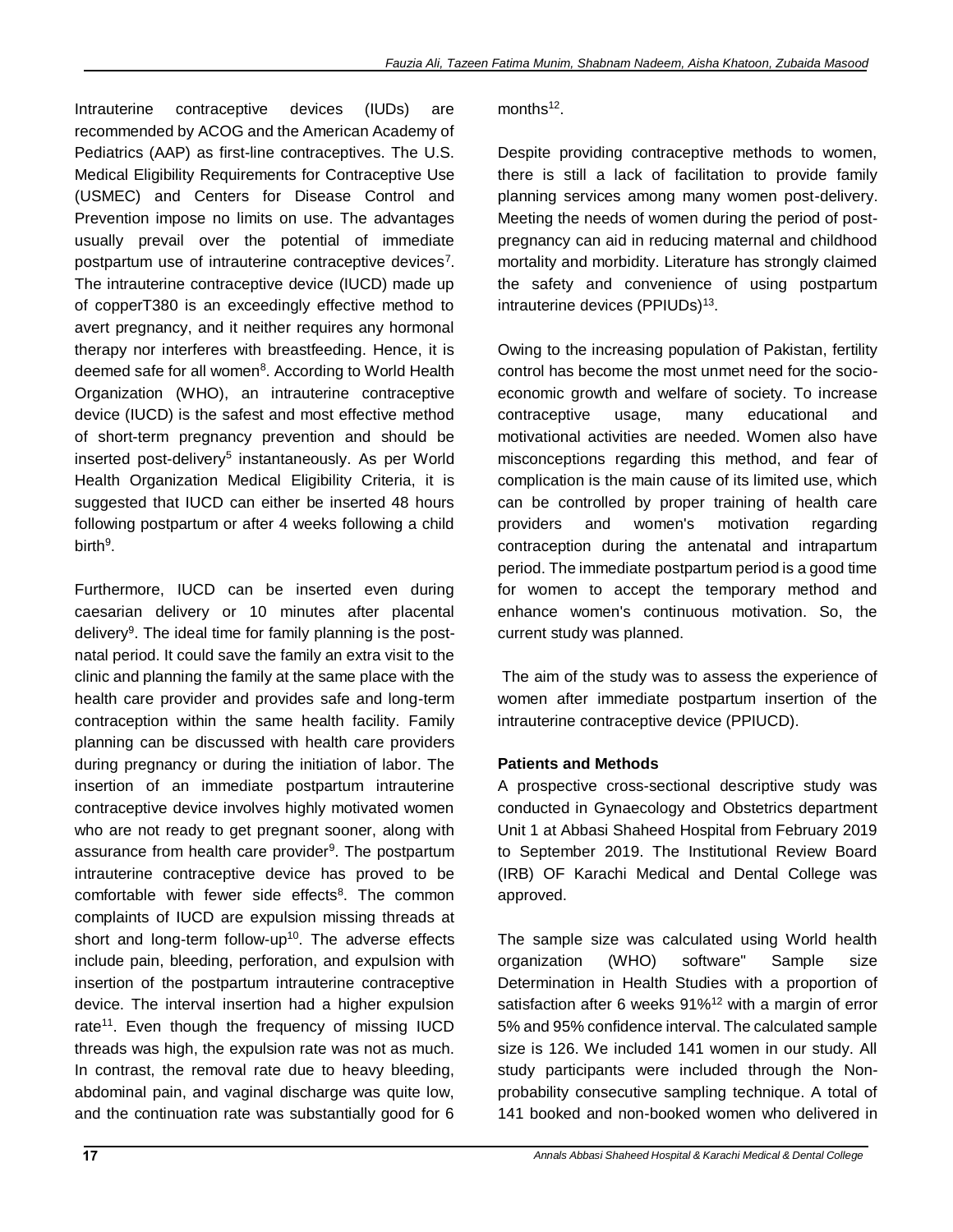Intrauterine contraceptive devices (IUDs) are recommended by ACOG and the American Academy of Pediatrics (AAP) as first-line contraceptives. The U.S. Medical Eligibility Requirements for Contraceptive Use (USMEC) and Centers for Disease Control and Prevention impose no limits on use. The advantages usually prevail over the potential of immediate postpartum use of intrauterine contraceptive devices[7]. The intrauterine contraceptive device (IUCD) made up of copperT380 is an exceedingly effective method to avert pregnancy, and it neither requires any hormonal therapy nor interferes with breastfeeding. Hence, it is deemed safe for all women[8]. According to World Health Organization (WHO), an intrauterine contraceptive device (IUCD) is the safest and most effective method of short-term pregnancy prevention and should be inserted post-delivery[5] instantaneously. As per World Health Organization Medical Eligibility Criteria, it is suggested that IUCD can either be inserted 48 hours following postpartum or after 4 weeks following a child birth[9].

Furthermore, IUCD can be inserted even during caesarian delivery or 10 minutes after placental delivery[9]. The ideal time for family planning is the post-natal period. It could save the family an extra visit to the clinic and planning the family at the same place with the health care provider and provides safe and long-term contraception within the same health facility. Family planning can be discussed with health care providers during pregnancy or during the initiation of labor. The insertion of an immediate postpartum intrauterine contraceptive device involves highly motivated women who are not ready to get pregnant sooner, along with assurance from health care provider[9]. The postpartum intrauterine contraceptive device has proved to be comfortable with fewer side effects[8]. The common complaints of IUCD are expulsion missing threads at short and long-term follow-up[10]. The adverse effects include pain, bleeding, perforation, and expulsion with insertion of the postpartum intrauterine contraceptive device. The interval insertion had a higher expulsion rate[11]. Even though the frequency of missing IUCD threads was high, the expulsion rate was not as much. In contrast, the removal rate due to heavy bleeding, abdominal pain, and vaginal discharge was quite low, and the continuation rate was substantially good for 6 months[12].

Despite providing contraceptive methods to women, there is still a lack of facilitation to provide family planning services among many women post-delivery. Meeting the needs of women during the period of post-pregnancy can aid in reducing maternal and childhood mortality and morbidity. Literature has strongly claimed the safety and convenience of using postpartum intrauterine devices (PPIUDs)[13].

Owing to the increasing population of Pakistan, fertility control has become the most unmet need for the socio-economic growth and welfare of society. To increase contraceptive usage, many educational and motivational activities are needed. Women also have misconceptions regarding this method, and fear of complication is the main cause of its limited use, which can be controlled by proper training of health care providers and women's motivation regarding contraception during the antenatal and intrapartum period. The immediate postpartum period is a good time for women to accept the temporary method and enhance women's continuous motivation. So, the current study was planned.

The aim of the study was to assess the experience of women after immediate postpartum insertion of the intrauterine contraceptive device (PPIUCD).

## Patients and Methods

A prospective cross-sectional descriptive study was conducted in Gynaecology and Obstetrics department Unit 1 at Abbasi Shaheed Hospital from February 2019 to September 2019. The Institutional Review Board (IRB) OF Karachi Medical and Dental College was approved.

The sample size was calculated using World health organization (WHO) software" Sample size Determination in Health Studies with a proportion of satisfaction after 6 weeks 91%[12] with a margin of error 5% and 95% confidence interval. The calculated sample size is 126. We included 141 women in our study. All study participants were included through the Non-probability consecutive sampling technique. A total of 141 booked and non-booked women who delivered in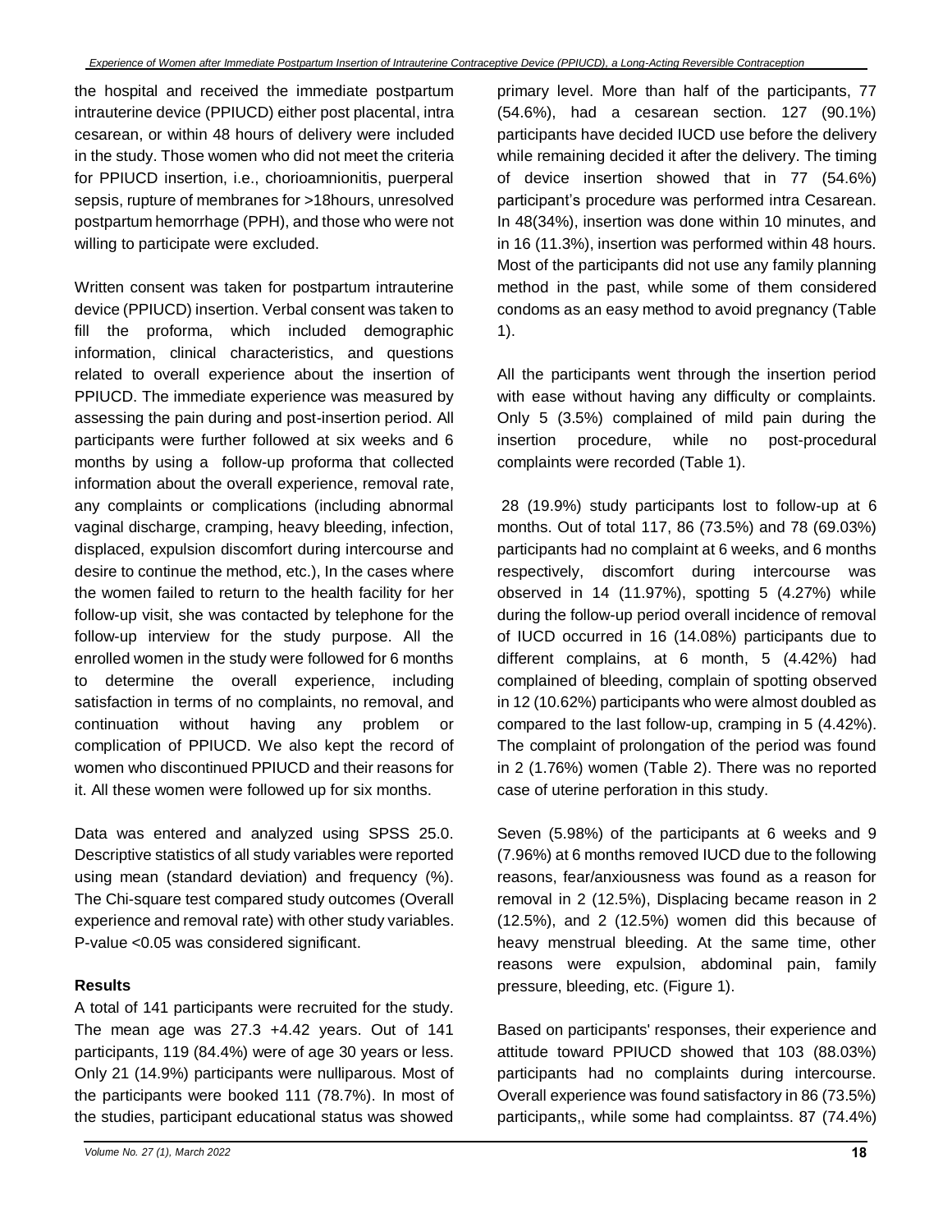the hospital and received the immediate postpartum intrauterine device (PPIUCD) either post placental, intra cesarean, or within 48 hours of delivery were included in the study. Those women who did not meet the criteria for PPIUCD insertion, i.e., chorioamnionitis, puerperal sepsis, rupture of membranes for >18hours, unresolved postpartum hemorrhage (PPH), and those who were not willing to participate were excluded.

Written consent was taken for postpartum intrauterine device (PPIUCD) insertion. Verbal consent was taken to fill the proforma, which included demographic information, clinical characteristics, and questions related to overall experience about the insertion of PPIUCD. The immediate experience was measured by assessing the pain during and post-insertion period. All participants were further followed at six weeks and 6 months by using a follow-up proforma that collected information about the overall experience, removal rate, any complaints or complications (including abnormal vaginal discharge, cramping, heavy bleeding, infection, displaced, expulsion discomfort during intercourse and desire to continue the method, etc.), In the cases where the women failed to return to the health facility for her follow-up visit, she was contacted by telephone for the follow-up interview for the study purpose. All the enrolled women in the study were followed for 6 months to determine the overall experience, including satisfaction in terms of no complaints, no removal, and continuation without having any problem or complication of PPIUCD. We also kept the record of women who discontinued PPIUCD and their reasons for it. All these women were followed up for six months.

Data was entered and analyzed using SPSS 25.0. Descriptive statistics of all study variables were reported using mean (standard deviation) and frequency (%). The Chi-square test compared study outcomes (Overall experience and removal rate) with other study variables. P-value <0.05 was considered significant.

**Results**

A total of 141 participants were recruited for the study. The mean age was 27.3 +4.42 years. Out of 141 participants, 119 (84.4%) were of age 30 years or less. Only 21 (14.9%) participants were nulliparous. Most of the participants were booked 111 (78.7%). In most of the studies, participant educational status was showed primary level. More than half of the participants, 77 (54.6%), had a cesarean section. 127 (90.1%) participants have decided IUCD use before the delivery while remaining decided it after the delivery. The timing of device insertion showed that in 77 (54.6%) participant's procedure was performed intra Cesarean. In 48(34%), insertion was done within 10 minutes, and in 16 (11.3%), insertion was performed within 48 hours. Most of the participants did not use any family planning method in the past, while some of them considered condoms as an easy method to avoid pregnancy (Table 1).

All the participants went through the insertion period with ease without having any difficulty or complaints. Only 5 (3.5%) complained of mild pain during the insertion procedure, while no post-procedural complaints were recorded (Table 1).

28 (19.9%) study participants lost to follow-up at 6 months. Out of total 117, 86 (73.5%) and 78 (69.03%) participants had no complaint at 6 weeks, and 6 months respectively, discomfort during intercourse was observed in 14 (11.97%), spotting 5 (4.27%) while during the follow-up period overall incidence of removal of IUCD occurred in 16 (14.08%) participants due to different complains, at 6 month, 5 (4.42%) had complained of bleeding, complain of spotting observed in 12 (10.62%) participants who were almost doubled as compared to the last follow-up, cramping in 5 (4.42%). The complaint of prolongation of the period was found in 2 (1.76%) women (Table 2). There was no reported case of uterine perforation in this study.

Seven (5.98%) of the participants at 6 weeks and 9 (7.96%) at 6 months removed IUCD due to the following reasons, fear/anxiousness was found as a reason for removal in 2 (12.5%), Displacing became reason in 2 (12.5%), and 2 (12.5%) women did this because of heavy menstrual bleeding. At the same time, other reasons were expulsion, abdominal pain, family pressure, bleeding, etc. (Figure 1).

Based on participants' responses, their experience and attitude toward PPIUCD showed that 103 (88.03%) participants had no complaints during intercourse. Overall experience was found satisfactory in 86 (73.5%) participants,, while some had complaintss. 87 (74.4%)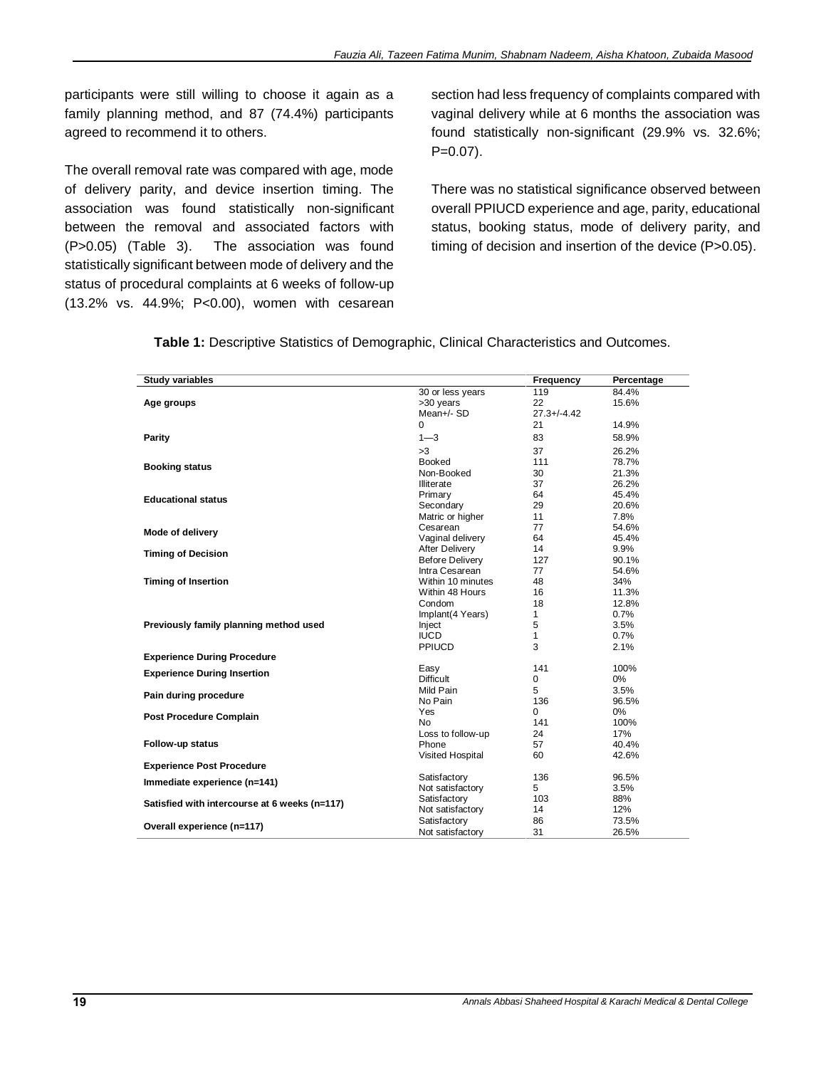participants were still willing to choose it again as a family planning method, and 87 (74.4%) participants agreed to recommend it to others.

The overall removal rate was compared with age, mode of delivery parity, and device insertion timing. The association was found statistically non-significant between the removal and associated factors with (P>0.05) (Table 3). The association was found statistically significant between mode of delivery and the status of procedural complaints at 6 weeks of follow-up (13.2% vs. 44.9%; P<0.00), women with cesarean section had less frequency of complaints compared with vaginal delivery while at 6 months the association was found statistically non-significant (29.9% vs. 32.6%; P=0.07).

There was no statistical significance observed between overall PPIUCD experience and age, parity, educational status, booking status, mode of delivery parity, and timing of decision and insertion of the device (P>0.05).

**Table 1:** Descriptive Statistics of Demographic, Clinical Characteristics and Outcomes.

| Study variables | | Frequency | Percentage |
|---|---|---|---|
| **Age groups** | 30 or less years | 119 | 84.4% |
| | >30 years | 22 | 15.6% |
| | Mean+/- SD | 27.3+/-4.42 | |
| **Parity** | 0 | 21 | 14.9% |
| | 1—3 | 83 | 58.9% |
| | >3 | 37 | 26.2% |
| **Booking status** | Booked | 111 | 78.7% |
| | Non-Booked | 30 | 21.3% |
| **Educational status** | Illiterate | 37 | 26.2% |
| | Primary | 64 | 45.4% |
| | Secondary | 29 | 20.6% |
| | Matric or higher | 11 | 7.8% |
| **Mode of delivery** | Cesarean | 77 | 54.6% |
| | Vaginal delivery | 64 | 45.4% |
| **Timing of Decision** | After Delivery | 14 | 9.9% |
| | Before Delivery | 127 | 90.1% |
| **Timing of Insertion** | Intra Cesarean | 77 | 54.6% |
| | Within 10 minutes | 48 | 34% |
| | Within 48 Hours | 16 | 11.3% |
| **Previously family planning method used** | Condom | 18 | 12.8% |
| | Implant(4 Years) | 1 | 0.7% |
| | Inject | 5 | 3.5% |
| | IUCD | 1 | 0.7% |
| | PPIUCD | 3 | 2.1% |
| **Experience During Procedure** | | | |
| **Experience During Insertion** | Easy | 141 | 100% |
| | Difficult | 0 | 0% |
| **Pain during procedure** | Mild Pain | 5 | 3.5% |
| | No Pain | 136 | 96.5% |
| **Post Procedure Complain** | Yes | 0 | 0% |
| | No | 141 | 100% |
| **Follow-up status** | Loss to follow-up | 24 | 17% |
| | Phone | 57 | 40.4% |
| | Visited Hospital | 60 | 42.6% |
| **Experience Post Procedure** | | | |
| **Immediate experience (n=141)** | Satisfactory | 136 | 96.5% |
| | Not satisfactory | 5 | 3.5% |
| **Satisfied with intercourse at 6 weeks (n=117)** | Satisfactory | 103 | 88% |
| | Not satisfactory | 14 | 12% |
| **Overall experience (n=117)** | Satisfactory | 86 | 73.5% |
| | Not satisfactory | 31 | 26.5% |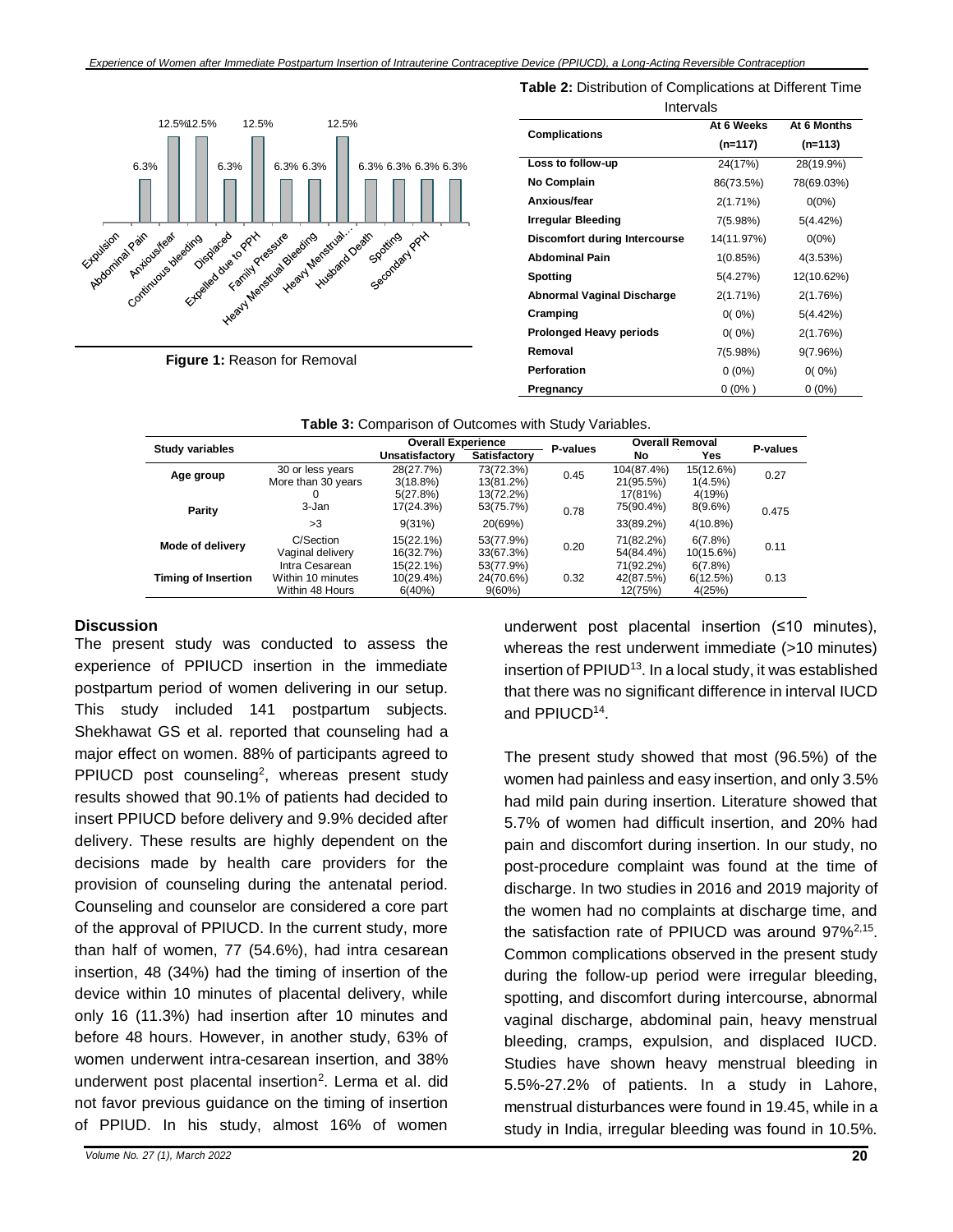Figure 1: Reason for Removal

**Table 2:** Distribution of Complications at Different Time Intervals

| Complications | At 6 Weeks (n=117) | At 6 Months (n=113) |
|---|---|---|
| Loss to follow-up | 24(17%) | 28(19.9%) |
| No Complain | 86(73.5%) | 78(69.03%) |
| Anxious/fear | 2(1.71%) | 0(0%) |
| Irregular Bleeding | 7(5.98%) | 5(4.42%) |
| Discomfort during Intercourse | 14(11.97%) | 0(0%) |
| Abdominal Pain | 1(0.85%) | 4(3.53%) |
| Spotting | 5(4.27%) | 12(10.62%) |
| Abnormal Vaginal Discharge | 2(1.71%) | 2(1.76%) |
| Cramping | 0( 0%) | 5(4.42%) |
| Prolonged Heavy periods | 0( 0%) | 2(1.76%) |
| Removal | 7(5.98%) | 9(7.96%) |
| Perforation | 0 (0%) | 0( 0%) |
| Pregnancy | 0 (0% ) | 0 (0%) |

**Table 3:** Comparison of Outcomes with Study Variables.

| Study variables | | Overall Experience | | P-values | Overall Removal | | P-values |
|---|---|---|---|---|---|---|---|
| | | Unsatisfactory | Satisfactory | | No | Yes | |
| Age group | 30 or less years | 28(27.7%) | 73(72.3%) | 0.45 | 104(87.4%) | 15(12.6%) | 0.27 |
| | More than 30 years | 3(18.8%) | 13(81.2%) | | 21(95.5%) | 1(4.5%) | |
| Parity | 0 | 5(27.8%) | 13(72.2%) | 0.78 | 17(81%) | 4(19%) | 0.475 |
| | 3-Jan | 17(24.3%) | 53(75.7%) | | 75(90.4%) | 8(9.6%) | |
| | >3 | 9(31%) | 20(69%) | | 33(89.2%) | 4(10.8%) | |
| Mode of delivery | C/Section | 15(22.1%) | 53(77.9%) | 0.20 | 71(82.2%) | 6(7.8%) | 0.11 |
| | Vaginal delivery | 16(32.7%) | 33(67.3%) | | 54(84.4%) | 10(15.6%) | |
| Timing of Insertion | Intra Cesarean | 15(22.1%) | 53(77.9%) | 0.32 | 71(92.2%) | 6(7.8%) | 0.13 |
| | Within 10 minutes | 10(29.4%) | 24(70.6%) | | 42(87.5%) | 6(12.5%) | |
| | Within 48 Hours | 6(40%) | 9(60%) | | 12(75%) | 4(25%) | |

## Discussion

The present study was conducted to assess the experience of PPIUCD insertion in the immediate postpartum period of women delivering in our setup. This study included 141 postpartum subjects. Shekhawat GS et al. reported that counseling had a major effect on women. 88% of participants agreed to PPIUCD post counseling[2], whereas present study results showed that 90.1% of patients had decided to insert PPIUCD before delivery and 9.9% decided after delivery. These results are highly dependent on the decisions made by health care providers for the provision of counseling during the antenatal period. Counseling and counselor are considered a core part of the approval of PPIUCD. In the current study, more than half of women, 77 (54.6%), had intra cesarean insertion, 48 (34%) had the timing of insertion of the device within 10 minutes of placental delivery, while only 16 (11.3%) had insertion after 10 minutes and before 48 hours. However, in another study, 63% of women underwent intra-cesarean insertion, and 38% underwent post placental insertion[2]. Lerma et al. did not favor previous guidance on the timing of insertion of PPIUD. In his study, almost 16% of women underwent post placental insertion (≤10 minutes), whereas the rest underwent immediate (>10 minutes) insertion of PPIUD[13]. In a local study, it was established that there was no significant difference in interval IUCD and PPIUCD[14].

The present study showed that most (96.5%) of the women had painless and easy insertion, and only 3.5% had mild pain during insertion. Literature showed that 5.7% of women had difficult insertion, and 20% had pain and discomfort during insertion. In our study, no post-procedure complaint was found at the time of discharge. In two studies in 2016 and 2019 majority of the women had no complaints at discharge time, and the satisfaction rate of PPIUCD was around 97%[2,15]. Common complications observed in the present study during the follow-up period were irregular bleeding, spotting, and discomfort during intercourse, abnormal vaginal discharge, abdominal pain, heavy menstrual bleeding, cramps, expulsion, and displaced IUCD. Studies have shown heavy menstrual bleeding in 5.5%-27.2% of patients. In a study in Lahore, menstrual disturbances were found in 19.45, while in a study in India, irregular bleeding was found in 10.5%.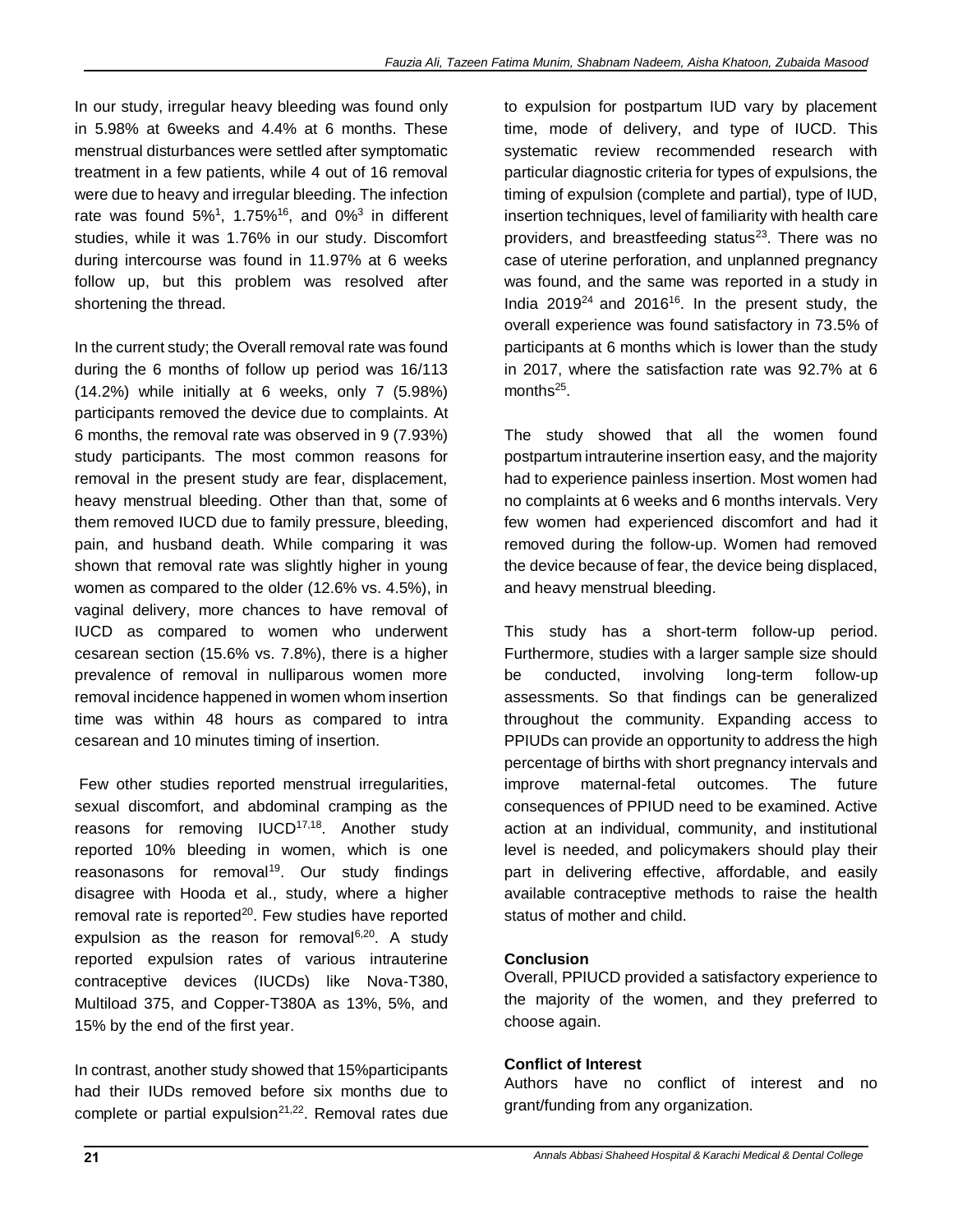In our study, irregular heavy bleeding was found only in 5.98% at 6weeks and 4.4% at 6 months. These menstrual disturbances were settled after symptomatic treatment in a few patients, while 4 out of 16 removal were due to heavy and irregular bleeding. The infection rate was found 5%[1], 1.75%[16], and 0%[3] in different studies, while it was 1.76% in our study. Discomfort during intercourse was found in 11.97% at 6 weeks follow up, but this problem was resolved after shortening the thread.

In the current study; the Overall removal rate was found during the 6 months of follow up period was 16/113 (14.2%) while initially at 6 weeks, only 7 (5.98%) participants removed the device due to complaints. At 6 months, the removal rate was observed in 9 (7.93%) study participants. The most common reasons for removal in the present study are fear, displacement, heavy menstrual bleeding. Other than that, some of them removed IUCD due to family pressure, bleeding, pain, and husband death. While comparing it was shown that removal rate was slightly higher in young women as compared to the older (12.6% vs. 4.5%), in vaginal delivery, more chances to have removal of IUCD as compared to women who underwent cesarean section (15.6% vs. 7.8%), there is a higher prevalence of removal in nulliparous women more removal incidence happened in women whom insertion time was within 48 hours as compared to intra cesarean and 10 minutes timing of insertion.

Few other studies reported menstrual irregularities, sexual discomfort, and abdominal cramping as the reasons for removing IUCD[17,18]. Another study reported 10% bleeding in women, which is one reasonasons for removal[19]. Our study findings disagree with Hooda et al., study, where a higher removal rate is reported[20]. Few studies have reported expulsion as the reason for removal[6,20]. A study reported expulsion rates of various intrauterine contraceptive devices (IUCDs) like Nova-T380, Multiload 375, and Copper-T380A as 13%, 5%, and 15% by the end of the first year.

In contrast, another study showed that 15%participants had their IUDs removed before six months due to complete or partial expulsion[21,22]. Removal rates due to expulsion for postpartum IUD vary by placement time, mode of delivery, and type of IUCD. This systematic review recommended research with particular diagnostic criteria for types of expulsions, the timing of expulsion (complete and partial), type of IUD, insertion techniques, level of familiarity with health care providers, and breastfeeding status[23]. There was no case of uterine perforation, and unplanned pregnancy was found, and the same was reported in a study in India 2019[24] and 2016[16]. In the present study, the overall experience was found satisfactory in 73.5% of participants at 6 months which is lower than the study in 2017, where the satisfaction rate was 92.7% at 6 months[25].

The study showed that all the women found postpartum intrauterine insertion easy, and the majority had to experience painless insertion. Most women had no complaints at 6 weeks and 6 months intervals. Very few women had experienced discomfort and had it removed during the follow-up. Women had removed the device because of fear, the device being displaced, and heavy menstrual bleeding.

This study has a short-term follow-up period. Furthermore, studies with a larger sample size should be conducted, involving long-term follow-up assessments. So that findings can be generalized throughout the community. Expanding access to PPIUDs can provide an opportunity to address the high percentage of births with short pregnancy intervals and improve maternal-fetal outcomes. The future consequences of PPIUD need to be examined. Active action at an individual, community, and institutional level is needed, and policymakers should play their part in delivering effective, affordable, and easily available contraceptive methods to raise the health status of mother and child.

## Conclusion

Overall, PPIUCD provided a satisfactory experience to the majority of the women, and they preferred to choose again.

## Conflict of Interest

Authors have no conflict of interest and no grant/funding from any organization.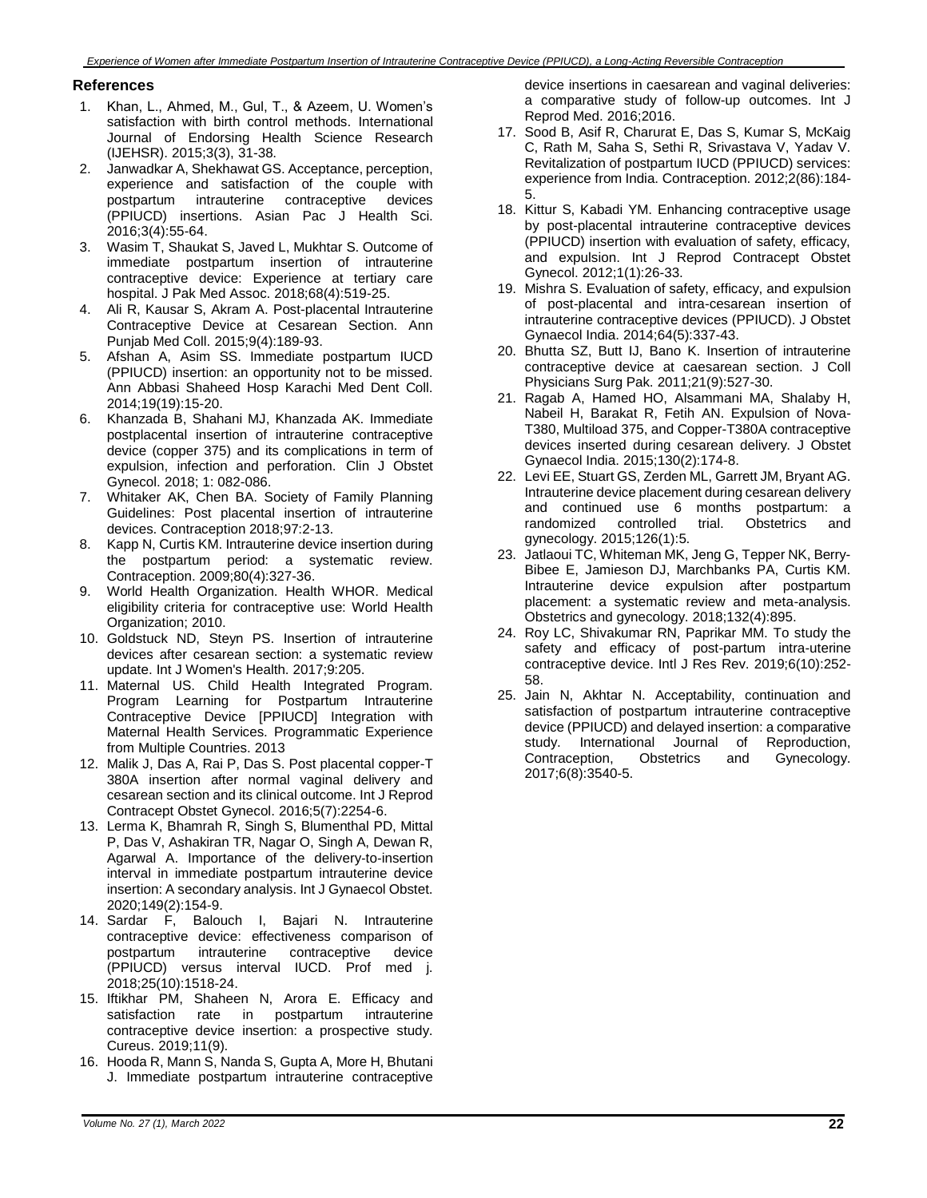## References

1. Khan, L., Ahmed, M., Gul, T., & Azeem, U. Women's satisfaction with birth control methods. International Journal of Endorsing Health Science Research (IJEHSR). 2015;3(3), 31-38.
2. Janwadkar A, Shekhawat GS. Acceptance, perception, experience and satisfaction of the couple with postpartum intrauterine contraceptive devices (PPIUCD) insertions. Asian Pac J Health Sci. 2016;3(4):55-64.
3. Wasim T, Shaukat S, Javed L, Mukhtar S. Outcome of immediate postpartum insertion of intrauterine contraceptive device: Experience at tertiary care hospital. J Pak Med Assoc. 2018;68(4):519-25.
4. Ali R, Kausar S, Akram A. Post-placental Intrauterine Contraceptive Device at Cesarean Section. Ann Punjab Med Coll. 2015;9(4):189-93.
5. Afshan A, Asim SS. Immediate postpartum IUCD (PPIUCD) insertion: an opportunity not to be missed. Ann Abbasi Shaheed Hosp Karachi Med Dent Coll. 2014;19(19):15-20.
6. Khanzada B, Shahani MJ, Khanzada AK. Immediate postplacental insertion of intrauterine contraceptive device (copper 375) and its complications in term of expulsion, infection and perforation. Clin J Obstet Gynecol. 2018; 1: 082-086.
7. Whitaker AK, Chen BA. Society of Family Planning Guidelines: Post placental insertion of intrauterine devices. Contraception 2018;97:2-13.
8. Kapp N, Curtis KM. Intrauterine device insertion during the postpartum period: a systematic review. Contraception. 2009;80(4):327-36.
9. World Health Organization. Health WHOR. Medical eligibility criteria for contraceptive use: World Health Organization; 2010.
10. Goldstuck ND, Steyn PS. Insertion of intrauterine devices after cesarean section: a systematic review update. Int J Women's Health. 2017;9:205.
11. Maternal US. Child Health Integrated Program. Program Learning for Postpartum Intrauterine Contraceptive Device [PPIUCD] Integration with Maternal Health Services. Programmatic Experience from Multiple Countries. 2013
12. Malik J, Das A, Rai P, Das S. Post placental copper-T 380A insertion after normal vaginal delivery and cesarean section and its clinical outcome. Int J Reprod Contracept Obstet Gynecol. 2016;5(7):2254-6.
13. Lerma K, Bhamrah R, Singh S, Blumenthal PD, Mittal P, Das V, Ashakiran TR, Nagar O, Singh A, Dewan R, Agarwal A. Importance of the delivery-to-insertion interval in immediate postpartum intrauterine device insertion: A secondary analysis. Int J Gynaecol Obstet. 2020;149(2):154-9.
14. Sardar F, Balouch I, Bajari N. Intrauterine contraceptive device: effectiveness comparison of postpartum intrauterine contraceptive device (PPIUCD) versus interval IUCD. Prof med j. 2018;25(10):1518-24.
15. Iftikhar PM, Shaheen N, Arora E. Efficacy and satisfaction rate in postpartum intrauterine contraceptive device insertion: a prospective study. Cureus. 2019;11(9).
16. Hooda R, Mann S, Nanda S, Gupta A, More H, Bhutani J. Immediate postpartum intrauterine contraceptive device insertions in caesarean and vaginal deliveries: a comparative study of follow-up outcomes. Int J Reprod Med. 2016;2016.
17. Sood B, Asif R, Charurat E, Das S, Kumar S, McKaig C, Rath M, Saha S, Sethi R, Srivastava V, Yadav V. Revitalization of postpartum IUCD (PPIUCD) services: experience from India. Contraception. 2012;2(86):184-5.
18. Kittur S, Kabadi YM. Enhancing contraceptive usage by post-placental intrauterine contraceptive devices (PPIUCD) insertion with evaluation of safety, efficacy, and expulsion. Int J Reprod Contracept Obstet Gynecol. 2012;1(1):26-33.
19. Mishra S. Evaluation of safety, efficacy, and expulsion of post-placental and intra-cesarean insertion of intrauterine contraceptive devices (PPIUCD). J Obstet Gynaecol India. 2014;64(5):337-43.
20. Bhutta SZ, Butt IJ, Bano K. Insertion of intrauterine contraceptive device at caesarean section. J Coll Physicians Surg Pak. 2011;21(9):527-30.
21. Ragab A, Hamed HO, Alsammani MA, Shalaby H, Nabeil H, Barakat R, Fetih AN. Expulsion of Nova-T380, Multiload 375, and Copper-T380A contraceptive devices inserted during cesarean delivery. J Obstet Gynaecol India. 2015;130(2):174-8.
22. Levi EE, Stuart GS, Zerden ML, Garrett JM, Bryant AG. Intrauterine device placement during cesarean delivery and continued use 6 months postpartum: a randomized controlled trial. Obstetrics and gynecology. 2015;126(1):5.
23. Jatlaoui TC, Whiteman MK, Jeng G, Tepper NK, Berry-Bibee E, Jamieson DJ, Marchbanks PA, Curtis KM. Intrauterine device expulsion after postpartum placement: a systematic review and meta-analysis. Obstetrics and gynecology. 2018;132(4):895.
24. Roy LC, Shivakumar RN, Paprikar MM. To study the safety and efficacy of post-partum intra-uterine contraceptive device. Intl J Res Rev. 2019;6(10):252-58.
25. Jain N, Akhtar N. Acceptability, continuation and satisfaction of postpartum intrauterine contraceptive device (PPIUCD) and delayed insertion: a comparative study. International Journal of Reproduction, Contraception, Obstetrics and Gynecology. 2017;6(8):3540-5.